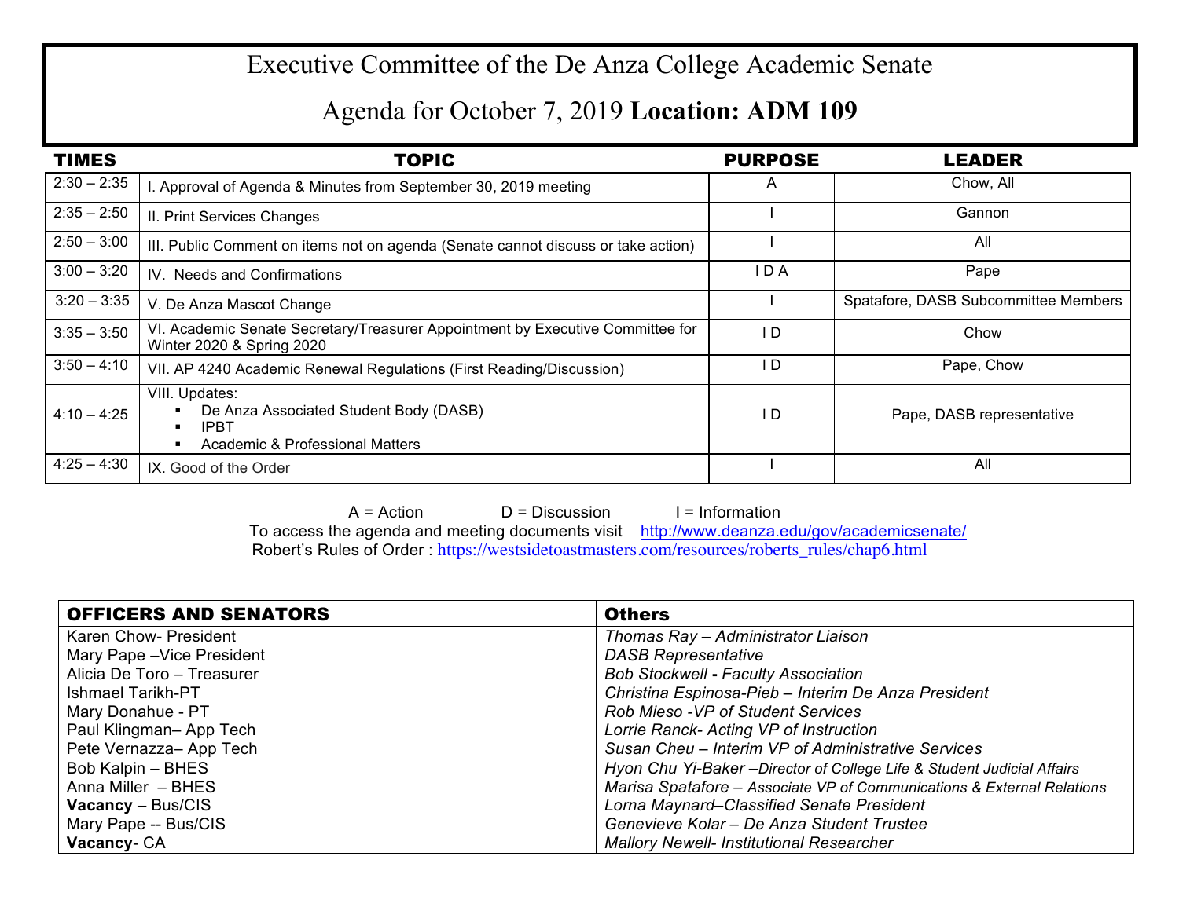# Executive Committee of the De Anza College Academic Senate

## Agenda for October 7, 2019 **Location: ADM 109**

| TIMES | TOPIC | PURPOSE | LEADER |
|---|---|---|---|
| 2:30 – 2:35 | I. Approval of Agenda & Minutes from September 30, 2019 meeting | A | Chow, All |
| 2:35 – 2:50 | II. Print Services Changes | I | Gannon |
| 2:50 – 3:00 | III. Public Comment on items not on agenda (Senate cannot discuss or take action) | I | All |
| 3:00 – 3:20 | IV. Needs and Confirmations | I D A | Pape |
| 3:20 – 3:35 | V. De Anza Mascot Change | I | Spatafore, DASB Subcommittee Members |
| 3:35 – 3:50 | VI. Academic Senate Secretary/Treasurer Appointment by Executive Committee for Winter 2020 & Spring 2020 | I D | Chow |
| 3:50 – 4:10 | VII. AP 4240 Academic Renewal Regulations (First Reading/Discussion) | I D | Pape, Chow |
| 4:10 – 4:25 | VIII. Updates:<br>▪ De Anza Associated Student Body (DASB)<br>▪ IPBT<br>▪ Academic & Professional Matters | I D | Pape, DASB representative |
| 4:25 – 4:30 | IX. Good of the Order | I | All |

A = Action D = Discussion I = Information

To access the agenda and meeting documents visit http://www.deanza.edu/gov/academicsenate/

Robert's Rules of Order : https://westsidetoastmasters.com/resources/roberts_rules/chap6.html

| OFFICERS AND SENATORS | Others |
|---|---|
| Karen Chow- President | *Thomas Ray – Administrator Liaison* |
| Mary Pape –Vice President | *DASB Representative* |
| Alicia De Toro – Treasurer | *Bob Stockwell - Faculty Association* |
| Ishmael Tarikh-PT | *Christina Espinosa-Pieb – Interim De Anza President* |
| Mary Donahue - PT | *Rob Mieso -VP of Student Services* |
| Paul Klingman– App Tech | *Lorrie Ranck- Acting VP of Instruction* |
| Pete Vernazza– App Tech | *Susan Cheu – Interim VP of Administrative Services* |
| Bob Kalpin – BHES | *Hyon Chu Yi-Baker –Director of College Life & Student Judicial Affairs* |
| Anna Miller – BHES | *Marisa Spatafore – Associate VP of Communications & External Relations* |
| **Vacancy** – Bus/CIS | *Lorna Maynard–Classified Senate President* |
| Mary Pape -- Bus/CIS | *Genevieve Kolar – De Anza Student Trustee* |
| **Vacancy**- CA | *Mallory Newell- Institutional Researcher* |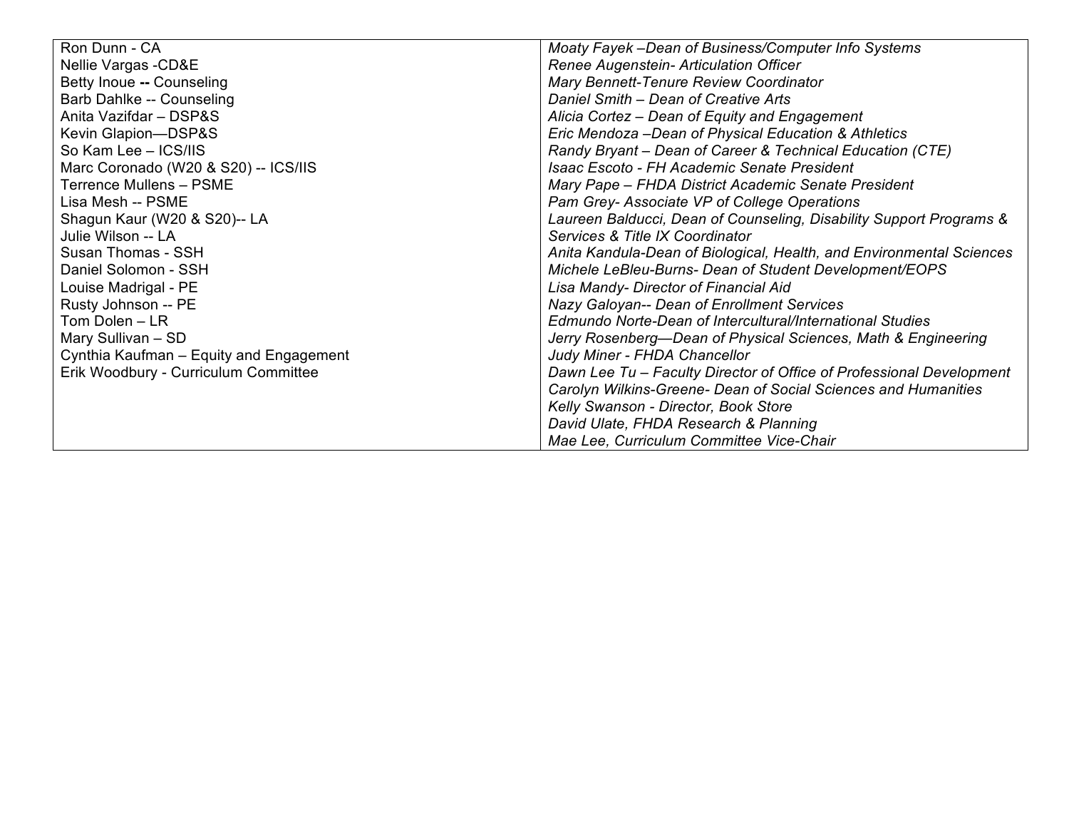| | |
|---|---|
| Ron Dunn - CA | *Moaty Fayek –Dean of Business/Computer Info Systems* |
| Nellie Vargas -CD&E | *Renee Augenstein- Articulation Officer* |
| Betty Inoue **--** Counseling | *Mary Bennett-Tenure Review Coordinator* |
| Barb Dahlke -- Counseling | *Daniel Smith – Dean of Creative Arts* |
| Anita Vazifdar – DSP&S | *Alicia Cortez – Dean of Equity and Engagement* |
| Kevin Glapion—DSP&S | *Eric Mendoza –Dean of Physical Education & Athletics* |
| So Kam Lee – ICS/IIS | *Randy Bryant – Dean of Career & Technical Education (CTE)* |
| Marc Coronado (W20 & S20) -- ICS/IIS | *Isaac Escoto - FH Academic Senate President* |
| Terrence Mullens – PSME | *Mary Pape – FHDA District Academic Senate President* |
| Lisa Mesh -- PSME | *Pam Grey- Associate VP of College Operations* |
| Shagun Kaur (W20 & S20)-- LA | *Laureen Balducci, Dean of Counseling, Disability Support Programs & Services & Title IX Coordinator* |
| Julie Wilson -- LA | |
| Susan Thomas - SSH | *Anita Kandula-Dean of Biological, Health, and Environmental Sciences* |
| Daniel Solomon - SSH | *Michele LeBleu-Burns- Dean of Student Development/EOPS* |
| Louise Madrigal - PE | *Lisa Mandy- Director of Financial Aid* |
| Rusty Johnson -- PE | *Nazy Galoyan-- Dean of Enrollment Services* |
| Tom Dolen – LR | *Edmundo Norte-Dean of Intercultural/International Studies* |
| Mary Sullivan – SD | *Jerry Rosenberg—Dean of Physical Sciences, Math & Engineering* |
| Cynthia Kaufman – Equity and Engagement | *Judy Miner - FHDA Chancellor* |
| Erik Woodbury - Curriculum Committee | *Dawn Lee Tu – Faculty Director of Office of Professional Development* |
| | *Carolyn Wilkins-Greene- Dean of Social Sciences and Humanities* |
| | *Kelly Swanson - Director, Book Store* |
| | *David Ulate, FHDA Research & Planning* |
| | *Mae Lee, Curriculum Committee Vice-Chair* |